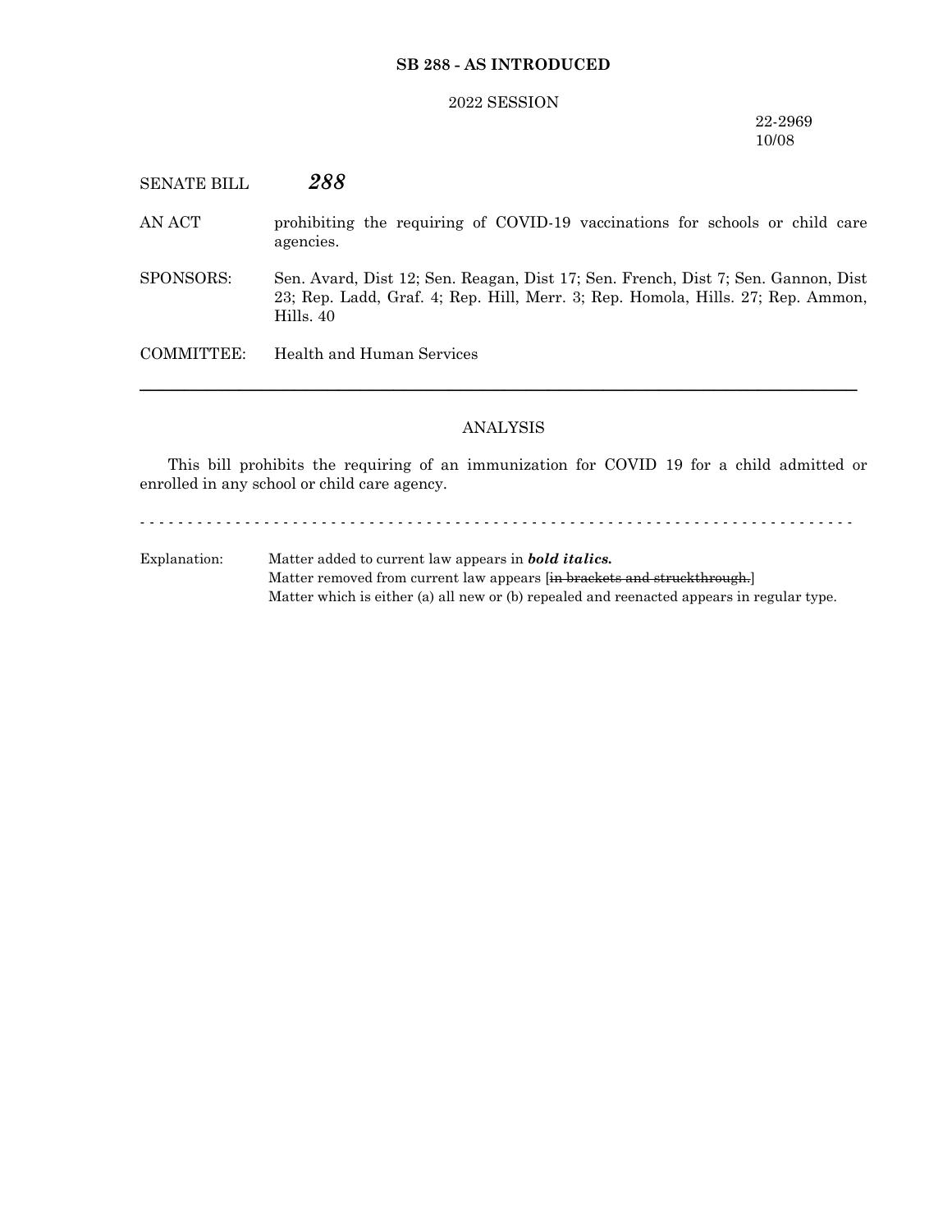**SB 288 - AS INTRODUCED**

2022 SESSION

22-2969
10/08

SENATE BILL ***288***

AN ACT prohibiting the requiring of COVID-19 vaccinations for schools or child care agencies.

SPONSORS: Sen. Avard, Dist 12; Sen. Reagan, Dist 17; Sen. French, Dist 7; Sen. Gannon, Dist 23; Rep. Ladd, Graf. 4; Rep. Hill, Merr. 3; Rep. Homola, Hills. 27; Rep. Ammon, Hills. 40

COMMITTEE: Health and Human Services

---

ANALYSIS

This bill prohibits the requiring of an immunization for COVID 19 for a child admitted or enrolled in any school or child care agency.

- - - - - - - - - - - - - - - - - - - - - - - - - - - - - - - - - - - - - - - - - - - - - - - - - - - - - - - - - - - - - - - - - - - - - - - - - - -

Explanation: Matter added to current law appears in ***bold italics.***
Matter removed from current law appears [~~in brackets and struckthrough.~~]
Matter which is either (a) all new or (b) repealed and reenacted appears in regular type.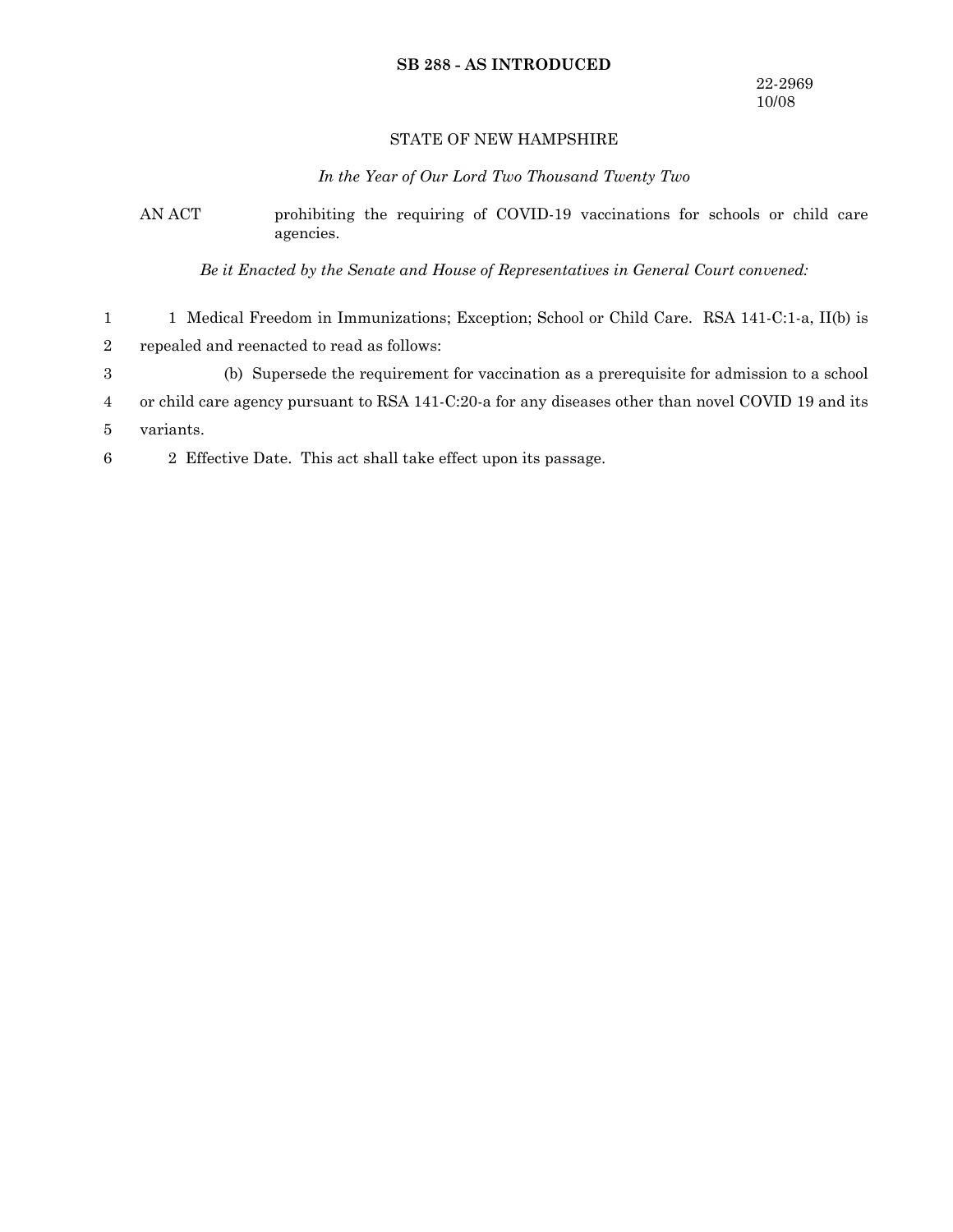**SB 288 - AS INTRODUCED**

22-2969
10/08

STATE OF NEW HAMPSHIRE

*In the Year of Our Lord Two Thousand Twenty Two*

AN ACT prohibiting the requiring of COVID-19 vaccinations for schools or child care agencies.

*Be it Enacted by the Senate and House of Representatives in General Court convened:*

1 Medical Freedom in Immunizations; Exception; School or Child Care. RSA 141-C:1-a, II(b) is repealed and reenacted to read as follows:

(b) Supersede the requirement for vaccination as a prerequisite for admission to a school or child care agency pursuant to RSA 141-C:20-a for any diseases other than novel COVID 19 and its variants.

2 Effective Date. This act shall take effect upon its passage.